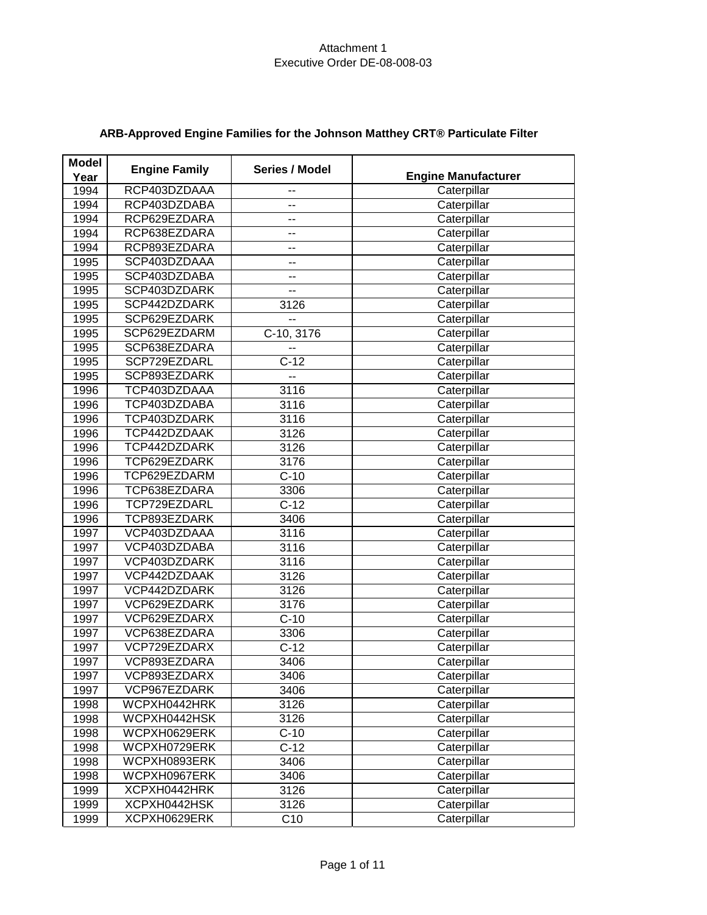Attachment 1
Executive Order DE-08-008-03

## ARB-Approved Engine Families for the Johnson Matthey CRT® Particulate Filter

| Model Year | Engine Family | Series / Model | Engine Manufacturer |
|---|---|---|---|
| 1994 | RCP403DZDAAA | -- | Caterpillar |
| 1994 | RCP403DZDABA | -- | Caterpillar |
| 1994 | RCP629EZDARA | -- | Caterpillar |
| 1994 | RCP638EZDARA | -- | Caterpillar |
| 1994 | RCP893EZDARA | -- | Caterpillar |
| 1995 | SCP403DZDAAA | -- | Caterpillar |
| 1995 | SCP403DZDABA | -- | Caterpillar |
| 1995 | SCP403DZDARK | -- | Caterpillar |
| 1995 | SCP442DZDARK | 3126 | Caterpillar |
| 1995 | SCP629EZDARK | -- | Caterpillar |
| 1995 | SCP629EZDARM | C-10, 3176 | Caterpillar |
| 1995 | SCP638EZDARA | -- | Caterpillar |
| 1995 | SCP729EZDARL | C-12 | Caterpillar |
| 1995 | SCP893EZDARK | -- | Caterpillar |
| 1996 | TCP403DZDAAA | 3116 | Caterpillar |
| 1996 | TCP403DZDABA | 3116 | Caterpillar |
| 1996 | TCP403DZDARK | 3116 | Caterpillar |
| 1996 | TCP442DZDAAK | 3126 | Caterpillar |
| 1996 | TCP442DZDARK | 3126 | Caterpillar |
| 1996 | TCP629EZDARK | 3176 | Caterpillar |
| 1996 | TCP629EZDARM | C-10 | Caterpillar |
| 1996 | TCP638EZDARA | 3306 | Caterpillar |
| 1996 | TCP729EZDARL | C-12 | Caterpillar |
| 1996 | TCP893EZDARK | 3406 | Caterpillar |
| 1997 | VCP403DZDAAA | 3116 | Caterpillar |
| 1997 | VCP403DZDABA | 3116 | Caterpillar |
| 1997 | VCP403DZDARK | 3116 | Caterpillar |
| 1997 | VCP442DZDAAK | 3126 | Caterpillar |
| 1997 | VCP442DZDARK | 3126 | Caterpillar |
| 1997 | VCP629EZDARK | 3176 | Caterpillar |
| 1997 | VCP629EZDARX | C-10 | Caterpillar |
| 1997 | VCP638EZDARA | 3306 | Caterpillar |
| 1997 | VCP729EZDARX | C-12 | Caterpillar |
| 1997 | VCP893EZDARA | 3406 | Caterpillar |
| 1997 | VCP893EZDARX | 3406 | Caterpillar |
| 1997 | VCP967EZDARK | 3406 | Caterpillar |
| 1998 | WCPXH0442HRK | 3126 | Caterpillar |
| 1998 | WCPXH0442HSK | 3126 | Caterpillar |
| 1998 | WCPXH0629ERK | C-10 | Caterpillar |
| 1998 | WCPXH0729ERK | C-12 | Caterpillar |
| 1998 | WCPXH0893ERK | 3406 | Caterpillar |
| 1998 | WCPXH0967ERK | 3406 | Caterpillar |
| 1999 | XCPXH0442HRK | 3126 | Caterpillar |
| 1999 | XCPXH0442HSK | 3126 | Caterpillar |
| 1999 | XCPXH0629ERK | C10 | Caterpillar |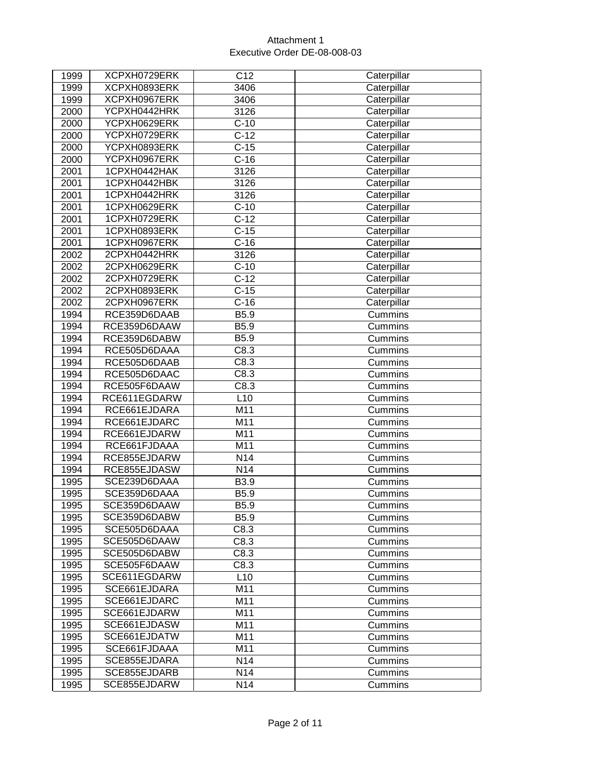Attachment 1
Executive Order DE-08-008-03

| | | | |
|---|---|---|---|
| 1999 | XCPXH0729ERK | C12 | Caterpillar |
| 1999 | XCPXH0893ERK | 3406 | Caterpillar |
| 1999 | XCPXH0967ERK | 3406 | Caterpillar |
| 2000 | YCPXH0442HRK | 3126 | Caterpillar |
| 2000 | YCPXH0629ERK | C-10 | Caterpillar |
| 2000 | YCPXH0729ERK | C-12 | Caterpillar |
| 2000 | YCPXH0893ERK | C-15 | Caterpillar |
| 2000 | YCPXH0967ERK | C-16 | Caterpillar |
| 2001 | 1CPXH0442HAK | 3126 | Caterpillar |
| 2001 | 1CPXH0442HBK | 3126 | Caterpillar |
| 2001 | 1CPXH0442HRK | 3126 | Caterpillar |
| 2001 | 1CPXH0629ERK | C-10 | Caterpillar |
| 2001 | 1CPXH0729ERK | C-12 | Caterpillar |
| 2001 | 1CPXH0893ERK | C-15 | Caterpillar |
| 2001 | 1CPXH0967ERK | C-16 | Caterpillar |
| 2002 | 2CPXH0442HRK | 3126 | Caterpillar |
| 2002 | 2CPXH0629ERK | C-10 | Caterpillar |
| 2002 | 2CPXH0729ERK | C-12 | Caterpillar |
| 2002 | 2CPXH0893ERK | C-15 | Caterpillar |
| 2002 | 2CPXH0967ERK | C-16 | Caterpillar |
| 1994 | RCE359D6DAAB | B5.9 | Cummins |
| 1994 | RCE359D6DAAW | B5.9 | Cummins |
| 1994 | RCE359D6DABW | B5.9 | Cummins |
| 1994 | RCE505D6DAAA | C8.3 | Cummins |
| 1994 | RCE505D6DAAB | C8.3 | Cummins |
| 1994 | RCE505D6DAAC | C8.3 | Cummins |
| 1994 | RCE505F6DAAW | C8.3 | Cummins |
| 1994 | RCE611EGDARW | L10 | Cummins |
| 1994 | RCE661EJDARA | M11 | Cummins |
| 1994 | RCE661EJDARC | M11 | Cummins |
| 1994 | RCE661EJDARW | M11 | Cummins |
| 1994 | RCE661FJDAAA | M11 | Cummins |
| 1994 | RCE855EJDARW | N14 | Cummins |
| 1994 | RCE855EJDASW | N14 | Cummins |
| 1995 | SCE239D6DAAA | B3.9 | Cummins |
| 1995 | SCE359D6DAAA | B5.9 | Cummins |
| 1995 | SCE359D6DAAW | B5.9 | Cummins |
| 1995 | SCE359D6DABW | B5.9 | Cummins |
| 1995 | SCE505D6DAAA | C8.3 | Cummins |
| 1995 | SCE505D6DAAW | C8.3 | Cummins |
| 1995 | SCE505D6DABW | C8.3 | Cummins |
| 1995 | SCE505F6DAAW | C8.3 | Cummins |
| 1995 | SCE611EGDARW | L10 | Cummins |
| 1995 | SCE661EJDARA | M11 | Cummins |
| 1995 | SCE661EJDARC | M11 | Cummins |
| 1995 | SCE661EJDARW | M11 | Cummins |
| 1995 | SCE661EJDASW | M11 | Cummins |
| 1995 | SCE661EJDATW | M11 | Cummins |
| 1995 | SCE661FJDAAA | M11 | Cummins |
| 1995 | SCE855EJDARA | N14 | Cummins |
| 1995 | SCE855EJDARB | N14 | Cummins |
| 1995 | SCE855EJDARW | N14 | Cummins |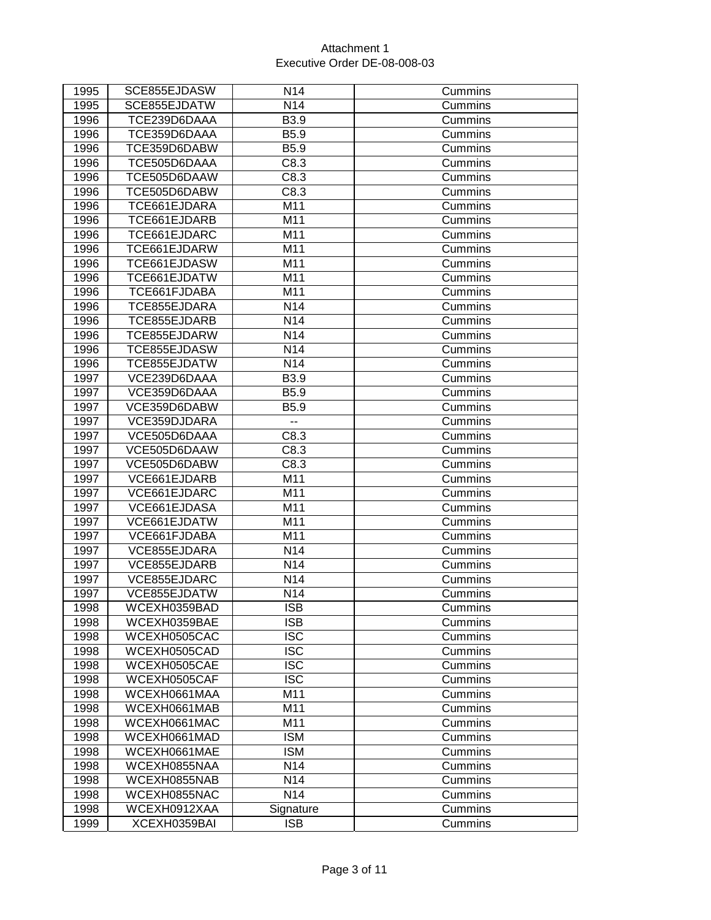| | | | |
|---|---|---|---|
| 1995 | SCE855EJDASW | N14 | Cummins |
| 1995 | SCE855EJDATW | N14 | Cummins |
| 1996 | TCE239D6DAAA | B3.9 | Cummins |
| 1996 | TCE359D6DAAA | B5.9 | Cummins |
| 1996 | TCE359D6DABW | B5.9 | Cummins |
| 1996 | TCE505D6DAAA | C8.3 | Cummins |
| 1996 | TCE505D6DAAW | C8.3 | Cummins |
| 1996 | TCE505D6DABW | C8.3 | Cummins |
| 1996 | TCE661EJDARA | M11 | Cummins |
| 1996 | TCE661EJDARB | M11 | Cummins |
| 1996 | TCE661EJDARC | M11 | Cummins |
| 1996 | TCE661EJDARW | M11 | Cummins |
| 1996 | TCE661EJDASW | M11 | Cummins |
| 1996 | TCE661EJDATW | M11 | Cummins |
| 1996 | TCE661FJDABA | M11 | Cummins |
| 1996 | TCE855EJDARA | N14 | Cummins |
| 1996 | TCE855EJDARB | N14 | Cummins |
| 1996 | TCE855EJDARW | N14 | Cummins |
| 1996 | TCE855EJDASW | N14 | Cummins |
| 1996 | TCE855EJDATW | N14 | Cummins |
| 1997 | VCE239D6DAAA | B3.9 | Cummins |
| 1997 | VCE359D6DAAA | B5.9 | Cummins |
| 1997 | VCE359D6DABW | B5.9 | Cummins |
| 1997 | VCE359DJDARA | -- | Cummins |
| 1997 | VCE505D6DAAA | C8.3 | Cummins |
| 1997 | VCE505D6DAAW | C8.3 | Cummins |
| 1997 | VCE505D6DABW | C8.3 | Cummins |
| 1997 | VCE661EJDARB | M11 | Cummins |
| 1997 | VCE661EJDARC | M11 | Cummins |
| 1997 | VCE661EJDASA | M11 | Cummins |
| 1997 | VCE661EJDATW | M11 | Cummins |
| 1997 | VCE661FJDABA | M11 | Cummins |
| 1997 | VCE855EJDARA | N14 | Cummins |
| 1997 | VCE855EJDARB | N14 | Cummins |
| 1997 | VCE855EJDARC | N14 | Cummins |
| 1997 | VCE855EJDATW | N14 | Cummins |
| 1998 | WCEXH0359BAD | ISB | Cummins |
| 1998 | WCEXH0359BAE | ISB | Cummins |
| 1998 | WCEXH0505CAC | ISC | Cummins |
| 1998 | WCEXH0505CAD | ISC | Cummins |
| 1998 | WCEXH0505CAE | ISC | Cummins |
| 1998 | WCEXH0505CAF | ISC | Cummins |
| 1998 | WCEXH0661MAA | M11 | Cummins |
| 1998 | WCEXH0661MAB | M11 | Cummins |
| 1998 | WCEXH0661MAC | M11 | Cummins |
| 1998 | WCEXH0661MAD | ISM | Cummins |
| 1998 | WCEXH0661MAE | ISM | Cummins |
| 1998 | WCEXH0855NAA | N14 | Cummins |
| 1998 | WCEXH0855NAB | N14 | Cummins |
| 1998 | WCEXH0855NAC | N14 | Cummins |
| 1998 | WCEXH0912XAA | Signature | Cummins |
| 1999 | XCEXH0359BAI | ISB | Cummins |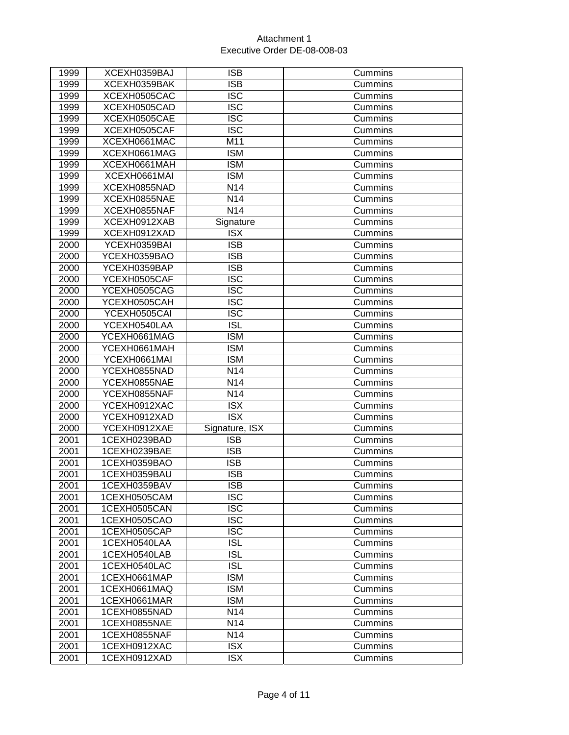Attachment 1
Executive Order DE-08-008-03

| | | | |
|---|---|---|---|
| 1999 | XCEXH0359BAJ | ISB | Cummins |
| 1999 | XCEXH0359BAK | ISB | Cummins |
| 1999 | XCEXH0505CAC | ISC | Cummins |
| 1999 | XCEXH0505CAD | ISC | Cummins |
| 1999 | XCEXH0505CAE | ISC | Cummins |
| 1999 | XCEXH0505CAF | ISC | Cummins |
| 1999 | XCEXH0661MAC | M11 | Cummins |
| 1999 | XCEXH0661MAG | ISM | Cummins |
| 1999 | XCEXH0661MAH | ISM | Cummins |
| 1999 | XCEXH0661MAI | ISM | Cummins |
| 1999 | XCEXH0855NAD | N14 | Cummins |
| 1999 | XCEXH0855NAE | N14 | Cummins |
| 1999 | XCEXH0855NAF | N14 | Cummins |
| 1999 | XCEXH0912XAB | Signature | Cummins |
| 1999 | XCEXH0912XAD | ISX | Cummins |
| 2000 | YCEXH0359BAI | ISB | Cummins |
| 2000 | YCEXH0359BAO | ISB | Cummins |
| 2000 | YCEXH0359BAP | ISB | Cummins |
| 2000 | YCEXH0505CAF | ISC | Cummins |
| 2000 | YCEXH0505CAG | ISC | Cummins |
| 2000 | YCEXH0505CAH | ISC | Cummins |
| 2000 | YCEXH0505CAI | ISC | Cummins |
| 2000 | YCEXH0540LAA | ISL | Cummins |
| 2000 | YCEXH0661MAG | ISM | Cummins |
| 2000 | YCEXH0661MAH | ISM | Cummins |
| 2000 | YCEXH0661MAI | ISM | Cummins |
| 2000 | YCEXH0855NAD | N14 | Cummins |
| 2000 | YCEXH0855NAE | N14 | Cummins |
| 2000 | YCEXH0855NAF | N14 | Cummins |
| 2000 | YCEXH0912XAC | ISX | Cummins |
| 2000 | YCEXH0912XAD | ISX | Cummins |
| 2000 | YCEXH0912XAE | Signature, ISX | Cummins |
| 2001 | 1CEXH0239BAD | ISB | Cummins |
| 2001 | 1CEXH0239BAE | ISB | Cummins |
| 2001 | 1CEXH0359BAO | ISB | Cummins |
| 2001 | 1CEXH0359BAU | ISB | Cummins |
| 2001 | 1CEXH0359BAV | ISB | Cummins |
| 2001 | 1CEXH0505CAM | ISC | Cummins |
| 2001 | 1CEXH0505CAN | ISC | Cummins |
| 2001 | 1CEXH0505CAO | ISC | Cummins |
| 2001 | 1CEXH0505CAP | ISC | Cummins |
| 2001 | 1CEXH0540LAA | ISL | Cummins |
| 2001 | 1CEXH0540LAB | ISL | Cummins |
| 2001 | 1CEXH0540LAC | ISL | Cummins |
| 2001 | 1CEXH0661MAP | ISM | Cummins |
| 2001 | 1CEXH0661MAQ | ISM | Cummins |
| 2001 | 1CEXH0661MAR | ISM | Cummins |
| 2001 | 1CEXH0855NAD | N14 | Cummins |
| 2001 | 1CEXH0855NAE | N14 | Cummins |
| 2001 | 1CEXH0855NAF | N14 | Cummins |
| 2001 | 1CEXH0912XAC | ISX | Cummins |
| 2001 | 1CEXH0912XAD | ISX | Cummins |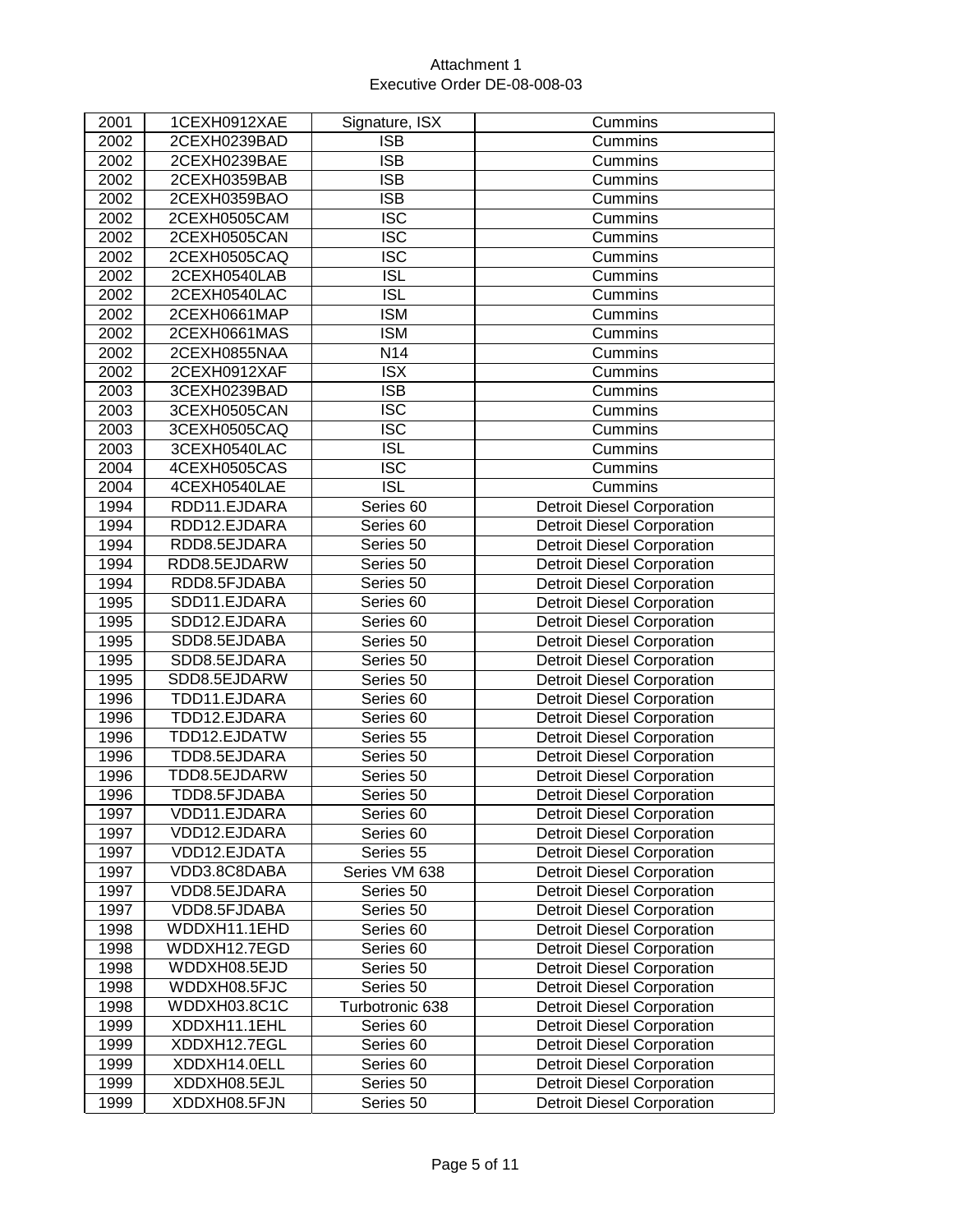Attachment 1
Executive Order DE-08-008-03

| | | | |
|---|---|---|---|
| 2001 | 1CEXH0912XAE | Signature, ISX | Cummins |
| 2002 | 2CEXH0239BAD | ISB | Cummins |
| 2002 | 2CEXH0239BAE | ISB | Cummins |
| 2002 | 2CEXH0359BAB | ISB | Cummins |
| 2002 | 2CEXH0359BAO | ISB | Cummins |
| 2002 | 2CEXH0505CAM | ISC | Cummins |
| 2002 | 2CEXH0505CAN | ISC | Cummins |
| 2002 | 2CEXH0505CAQ | ISC | Cummins |
| 2002 | 2CEXH0540LAB | ISL | Cummins |
| 2002 | 2CEXH0540LAC | ISL | Cummins |
| 2002 | 2CEXH0661MAP | ISM | Cummins |
| 2002 | 2CEXH0661MAS | ISM | Cummins |
| 2002 | 2CEXH0855NAA | N14 | Cummins |
| 2002 | 2CEXH0912XAF | ISX | Cummins |
| 2003 | 3CEXH0239BAD | ISB | Cummins |
| 2003 | 3CEXH0505CAN | ISC | Cummins |
| 2003 | 3CEXH0505CAQ | ISC | Cummins |
| 2003 | 3CEXH0540LAC | ISL | Cummins |
| 2004 | 4CEXH0505CAS | ISC | Cummins |
| 2004 | 4CEXH0540LAE | ISL | Cummins |
| 1994 | RDD11.EJDARA | Series 60 | Detroit Diesel Corporation |
| 1994 | RDD12.EJDARA | Series 60 | Detroit Diesel Corporation |
| 1994 | RDD8.5EJDARA | Series 50 | Detroit Diesel Corporation |
| 1994 | RDD8.5EJDARW | Series 50 | Detroit Diesel Corporation |
| 1994 | RDD8.5FJDABA | Series 50 | Detroit Diesel Corporation |
| 1995 | SDD11.EJDARA | Series 60 | Detroit Diesel Corporation |
| 1995 | SDD12.EJDARA | Series 60 | Detroit Diesel Corporation |
| 1995 | SDD8.5EJDABA | Series 50 | Detroit Diesel Corporation |
| 1995 | SDD8.5EJDARA | Series 50 | Detroit Diesel Corporation |
| 1995 | SDD8.5EJDARW | Series 50 | Detroit Diesel Corporation |
| 1996 | TDD11.EJDARA | Series 60 | Detroit Diesel Corporation |
| 1996 | TDD12.EJDARA | Series 60 | Detroit Diesel Corporation |
| 1996 | TDD12.EJDATW | Series 55 | Detroit Diesel Corporation |
| 1996 | TDD8.5EJDARA | Series 50 | Detroit Diesel Corporation |
| 1996 | TDD8.5EJDARW | Series 50 | Detroit Diesel Corporation |
| 1996 | TDD8.5FJDABA | Series 50 | Detroit Diesel Corporation |
| 1997 | VDD11.EJDARA | Series 60 | Detroit Diesel Corporation |
| 1997 | VDD12.EJDARA | Series 60 | Detroit Diesel Corporation |
| 1997 | VDD12.EJDATA | Series 55 | Detroit Diesel Corporation |
| 1997 | VDD3.8C8DABA | Series VM 638 | Detroit Diesel Corporation |
| 1997 | VDD8.5EJDARA | Series 50 | Detroit Diesel Corporation |
| 1997 | VDD8.5FJDABA | Series 50 | Detroit Diesel Corporation |
| 1998 | WDDXH11.1EHD | Series 60 | Detroit Diesel Corporation |
| 1998 | WDDXH12.7EGD | Series 60 | Detroit Diesel Corporation |
| 1998 | WDDXH08.5EJD | Series 50 | Detroit Diesel Corporation |
| 1998 | WDDXH08.5FJC | Series 50 | Detroit Diesel Corporation |
| 1998 | WDDXH03.8C1C | Turbotronic 638 | Detroit Diesel Corporation |
| 1999 | XDDXH11.1EHL | Series 60 | Detroit Diesel Corporation |
| 1999 | XDDXH12.7EGL | Series 60 | Detroit Diesel Corporation |
| 1999 | XDDXH14.0ELL | Series 60 | Detroit Diesel Corporation |
| 1999 | XDDXH08.5EJL | Series 50 | Detroit Diesel Corporation |
| 1999 | XDDXH08.5FJN | Series 50 | Detroit Diesel Corporation |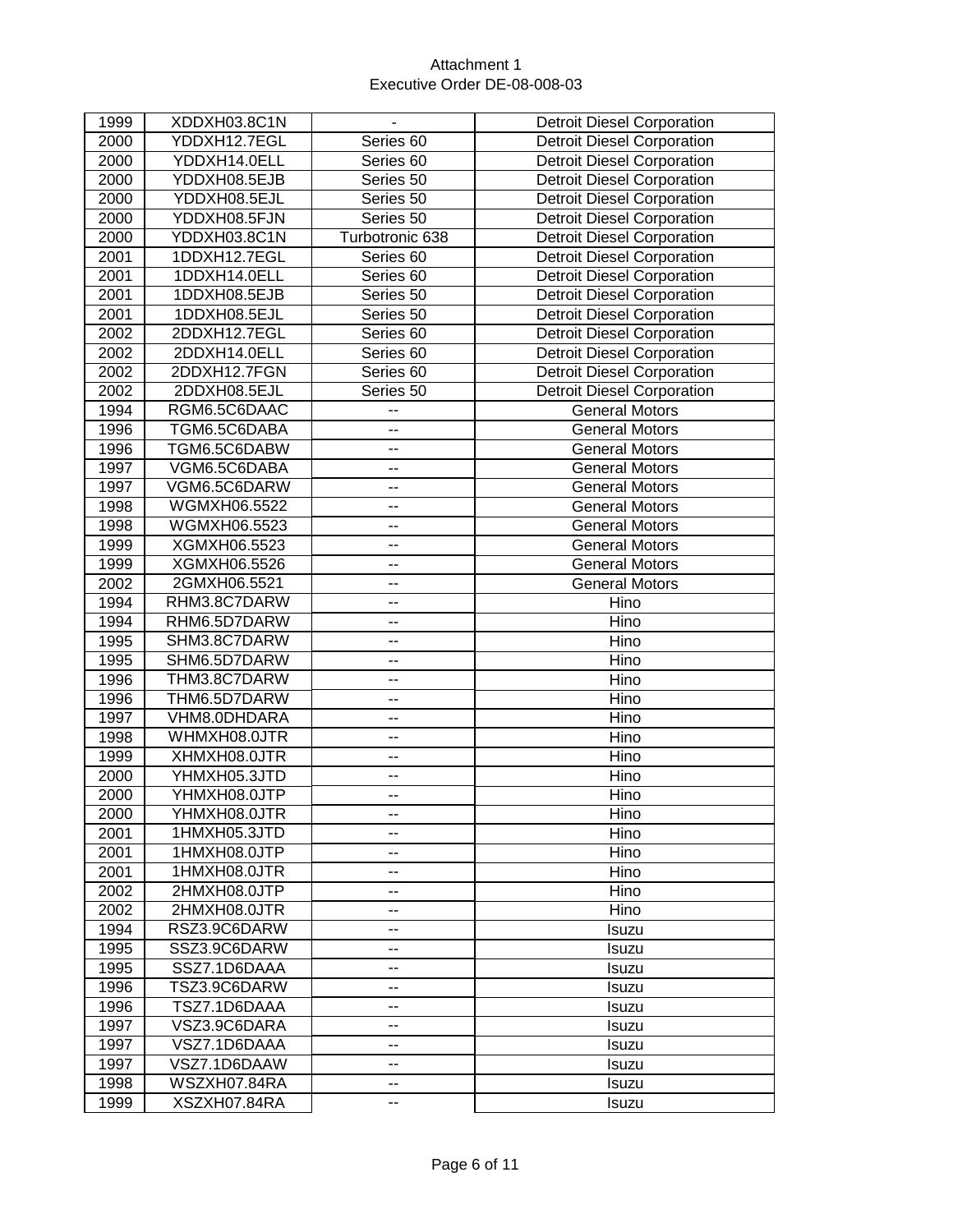Attachment 1
Executive Order DE-08-008-03

| | | | |
|---|---|---|---|
| 1999 | XDDXH03.8C1N | - | Detroit Diesel Corporation |
| 2000 | YDDXH12.7EGL | Series 60 | Detroit Diesel Corporation |
| 2000 | YDDXH14.0ELL | Series 60 | Detroit Diesel Corporation |
| 2000 | YDDXH08.5EJB | Series 50 | Detroit Diesel Corporation |
| 2000 | YDDXH08.5EJL | Series 50 | Detroit Diesel Corporation |
| 2000 | YDDXH08.5FJN | Series 50 | Detroit Diesel Corporation |
| 2000 | YDDXH03.8C1N | Turbotronic 638 | Detroit Diesel Corporation |
| 2001 | 1DDXH12.7EGL | Series 60 | Detroit Diesel Corporation |
| 2001 | 1DDXH14.0ELL | Series 60 | Detroit Diesel Corporation |
| 2001 | 1DDXH08.5EJB | Series 50 | Detroit Diesel Corporation |
| 2001 | 1DDXH08.5EJL | Series 50 | Detroit Diesel Corporation |
| 2002 | 2DDXH12.7EGL | Series 60 | Detroit Diesel Corporation |
| 2002 | 2DDXH14.0ELL | Series 60 | Detroit Diesel Corporation |
| 2002 | 2DDXH12.7FGN | Series 60 | Detroit Diesel Corporation |
| 2002 | 2DDXH08.5EJL | Series 50 | Detroit Diesel Corporation |
| 1994 | RGM6.5C6DAAC | -- | General Motors |
| 1996 | TGM6.5C6DABA | -- | General Motors |
| 1996 | TGM6.5C6DABW | -- | General Motors |
| 1997 | VGM6.5C6DABA | -- | General Motors |
| 1997 | VGM6.5C6DARW | -- | General Motors |
| 1998 | WGMXH06.5522 | -- | General Motors |
| 1998 | WGMXH06.5523 | -- | General Motors |
| 1999 | XGMXH06.5523 | -- | General Motors |
| 1999 | XGMXH06.5526 | -- | General Motors |
| 2002 | 2GMXH06.5521 | -- | General Motors |
| 1994 | RHM3.8C7DARW | -- | Hino |
| 1994 | RHM6.5D7DARW | -- | Hino |
| 1995 | SHM3.8C7DARW | -- | Hino |
| 1995 | SHM6.5D7DARW | -- | Hino |
| 1996 | THM3.8C7DARW | -- | Hino |
| 1996 | THM6.5D7DARW | -- | Hino |
| 1997 | VHM8.0DHDARA | -- | Hino |
| 1998 | WHMXH08.0JTR | -- | Hino |
| 1999 | XHMXH08.0JTR | -- | Hino |
| 2000 | YHMXH05.3JTD | -- | Hino |
| 2000 | YHMXH08.0JTP | -- | Hino |
| 2000 | YHMXH08.0JTR | -- | Hino |
| 2001 | 1HMXH05.3JTD | -- | Hino |
| 2001 | 1HMXH08.0JTP | -- | Hino |
| 2001 | 1HMXH08.0JTR | -- | Hino |
| 2002 | 2HMXH08.0JTP | -- | Hino |
| 2002 | 2HMXH08.0JTR | -- | Hino |
| 1994 | RSZ3.9C6DARW | -- | Isuzu |
| 1995 | SSZ3.9C6DARW | -- | Isuzu |
| 1995 | SSZ7.1D6DAAA | -- | Isuzu |
| 1996 | TSZ3.9C6DARW | -- | Isuzu |
| 1996 | TSZ7.1D6DAAA | -- | Isuzu |
| 1997 | VSZ3.9C6DARA | -- | Isuzu |
| 1997 | VSZ7.1D6DAAA | -- | Isuzu |
| 1997 | VSZ7.1D6DAAW | -- | Isuzu |
| 1998 | WSZXH07.84RA | -- | Isuzu |
| 1999 | XSZXH07.84RA | -- | Isuzu |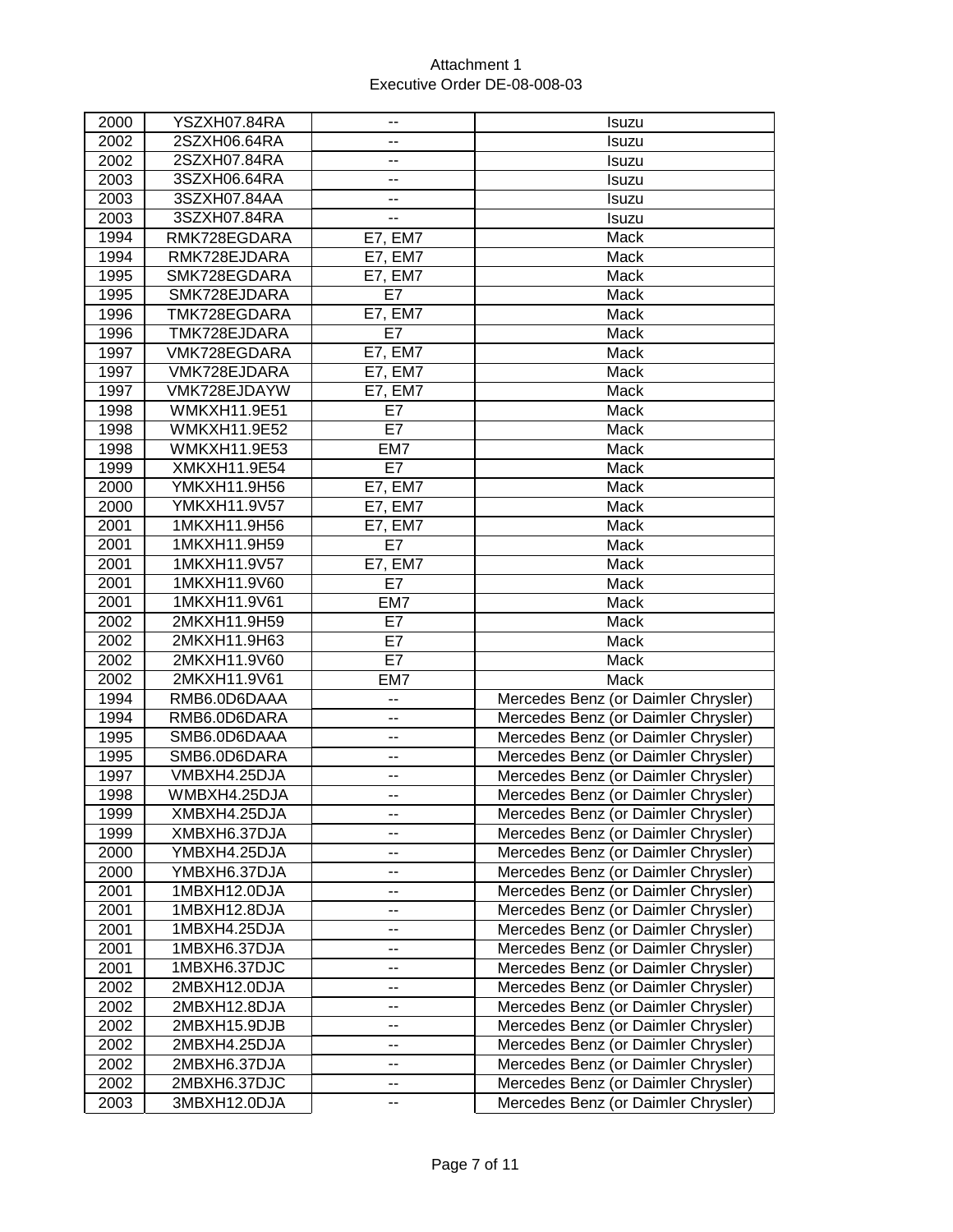| 2000 | YSZXH07.84RA | -- | Isuzu |
|---|---|---|---|
| 2002 | 2SZXH06.64RA | -- | Isuzu |
| 2002 | 2SZXH07.84RA | -- | Isuzu |
| 2003 | 3SZXH06.64RA | -- | Isuzu |
| 2003 | 3SZXH07.84AA | -- | Isuzu |
| 2003 | 3SZXH07.84RA | -- | Isuzu |
| 1994 | RMK728EGDARA | E7, EM7 | Mack |
| 1994 | RMK728EJDARA | E7, EM7 | Mack |
| 1995 | SMK728EGDARA | E7, EM7 | Mack |
| 1995 | SMK728EJDARA | E7 | Mack |
| 1996 | TMK728EGDARA | E7, EM7 | Mack |
| 1996 | TMK728EJDARA | E7 | Mack |
| 1997 | VMK728EGDARA | E7, EM7 | Mack |
| 1997 | VMK728EJDARA | E7, EM7 | Mack |
| 1997 | VMK728EJDAYW | E7, EM7 | Mack |
| 1998 | WMKXH11.9E51 | E7 | Mack |
| 1998 | WMKXH11.9E52 | E7 | Mack |
| 1998 | WMKXH11.9E53 | EM7 | Mack |
| 1999 | XMKXH11.9E54 | E7 | Mack |
| 2000 | YMKXH11.9H56 | E7, EM7 | Mack |
| 2000 | YMKXH11.9V57 | E7, EM7 | Mack |
| 2001 | 1MKXH11.9H56 | E7, EM7 | Mack |
| 2001 | 1MKXH11.9H59 | E7 | Mack |
| 2001 | 1MKXH11.9V57 | E7, EM7 | Mack |
| 2001 | 1MKXH11.9V60 | E7 | Mack |
| 2001 | 1MKXH11.9V61 | EM7 | Mack |
| 2002 | 2MKXH11.9H59 | E7 | Mack |
| 2002 | 2MKXH11.9H63 | E7 | Mack |
| 2002 | 2MKXH11.9V60 | E7 | Mack |
| 2002 | 2MKXH11.9V61 | EM7 | Mack |
| 1994 | RMB6.0D6DAAA | -- | Mercedes Benz (or Daimler Chrysler) |
| 1994 | RMB6.0D6DARA | -- | Mercedes Benz (or Daimler Chrysler) |
| 1995 | SMB6.0D6DAAA | -- | Mercedes Benz (or Daimler Chrysler) |
| 1995 | SMB6.0D6DARA | -- | Mercedes Benz (or Daimler Chrysler) |
| 1997 | VMBXH4.25DJA | -- | Mercedes Benz (or Daimler Chrysler) |
| 1998 | WMBXH4.25DJA | -- | Mercedes Benz (or Daimler Chrysler) |
| 1999 | XMBXH4.25DJA | -- | Mercedes Benz (or Daimler Chrysler) |
| 1999 | XMBXH6.37DJA | -- | Mercedes Benz (or Daimler Chrysler) |
| 2000 | YMBXH4.25DJA | -- | Mercedes Benz (or Daimler Chrysler) |
| 2000 | YMBXH6.37DJA | -- | Mercedes Benz (or Daimler Chrysler) |
| 2001 | 1MBXH12.0DJA | -- | Mercedes Benz (or Daimler Chrysler) |
| 2001 | 1MBXH12.8DJA | -- | Mercedes Benz (or Daimler Chrysler) |
| 2001 | 1MBXH4.25DJA | -- | Mercedes Benz (or Daimler Chrysler) |
| 2001 | 1MBXH6.37DJA | -- | Mercedes Benz (or Daimler Chrysler) |
| 2001 | 1MBXH6.37DJC | -- | Mercedes Benz (or Daimler Chrysler) |
| 2002 | 2MBXH12.0DJA | -- | Mercedes Benz (or Daimler Chrysler) |
| 2002 | 2MBXH12.8DJA | -- | Mercedes Benz (or Daimler Chrysler) |
| 2002 | 2MBXH15.9DJB | -- | Mercedes Benz (or Daimler Chrysler) |
| 2002 | 2MBXH4.25DJA | -- | Mercedes Benz (or Daimler Chrysler) |
| 2002 | 2MBXH6.37DJA | -- | Mercedes Benz (or Daimler Chrysler) |
| 2002 | 2MBXH6.37DJC | -- | Mercedes Benz (or Daimler Chrysler) |
| 2003 | 3MBXH12.0DJA | -- | Mercedes Benz (or Daimler Chrysler) |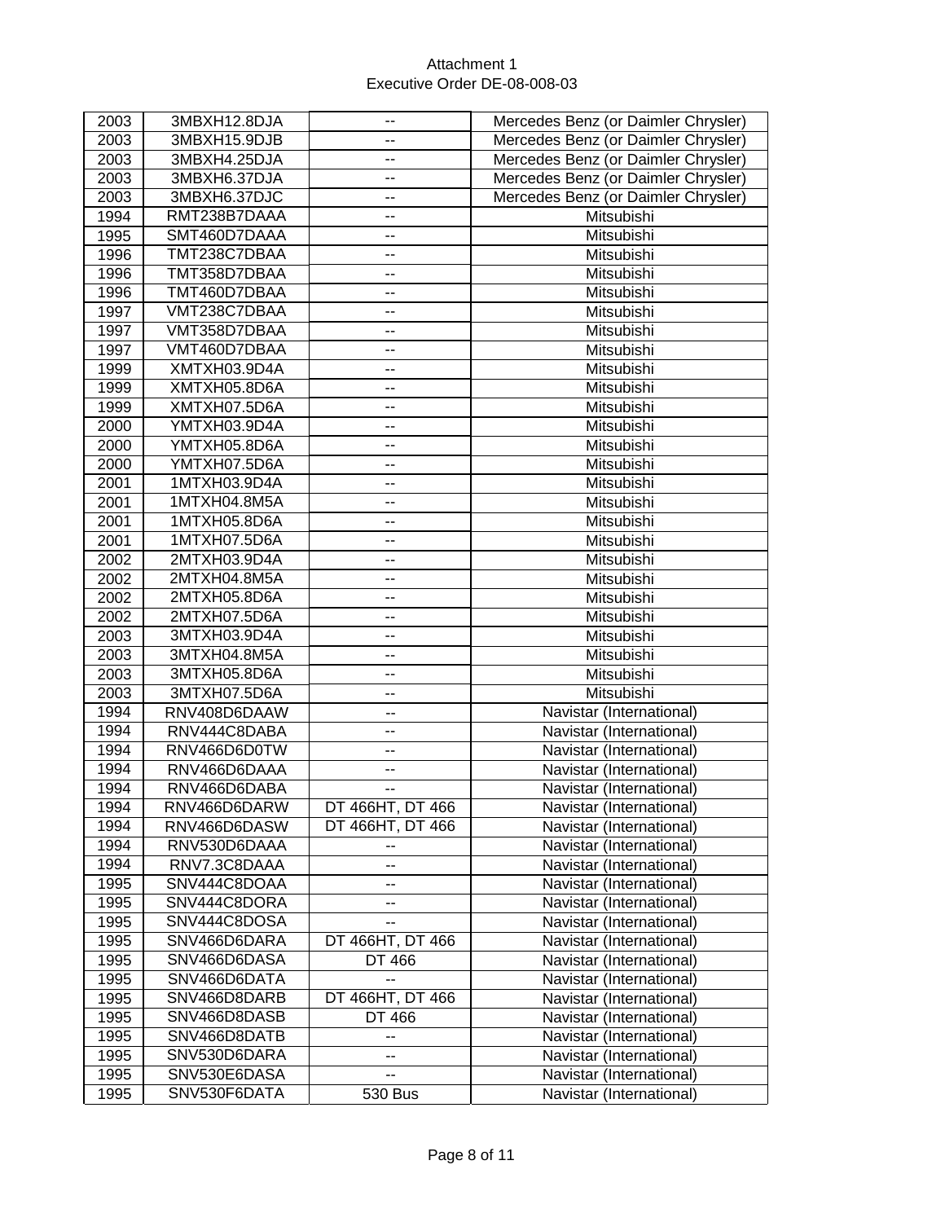Attachment 1
Executive Order DE-08-008-03

| 2003 | 3MBXH12.8DJA | -- | Mercedes Benz (or Daimler Chrysler) |
|---|---|---|---|
| 2003 | 3MBXH15.9DJB | -- | Mercedes Benz (or Daimler Chrysler) |
| 2003 | 3MBXH4.25DJA | -- | Mercedes Benz (or Daimler Chrysler) |
| 2003 | 3MBXH6.37DJA | -- | Mercedes Benz (or Daimler Chrysler) |
| 2003 | 3MBXH6.37DJC | -- | Mercedes Benz (or Daimler Chrysler) |
| 1994 | RMT238B7DAAA | -- | Mitsubishi |
| 1995 | SMT460D7DAAA | -- | Mitsubishi |
| 1996 | TMT238C7DBAA | -- | Mitsubishi |
| 1996 | TMT358D7DBAA | -- | Mitsubishi |
| 1996 | TMT460D7DBAA | -- | Mitsubishi |
| 1997 | VMT238C7DBAA | -- | Mitsubishi |
| 1997 | VMT358D7DBAA | -- | Mitsubishi |
| 1997 | VMT460D7DBAA | -- | Mitsubishi |
| 1999 | XMTXH03.9D4A | -- | Mitsubishi |
| 1999 | XMTXH05.8D6A | -- | Mitsubishi |
| 1999 | XMTXH07.5D6A | -- | Mitsubishi |
| 2000 | YMTXH03.9D4A | -- | Mitsubishi |
| 2000 | YMTXH05.8D6A | -- | Mitsubishi |
| 2000 | YMTXH07.5D6A | -- | Mitsubishi |
| 2001 | 1MTXH03.9D4A | -- | Mitsubishi |
| 2001 | 1MTXH04.8M5A | -- | Mitsubishi |
| 2001 | 1MTXH05.8D6A | -- | Mitsubishi |
| 2001 | 1MTXH07.5D6A | -- | Mitsubishi |
| 2002 | 2MTXH03.9D4A | -- | Mitsubishi |
| 2002 | 2MTXH04.8M5A | -- | Mitsubishi |
| 2002 | 2MTXH05.8D6A | -- | Mitsubishi |
| 2002 | 2MTXH07.5D6A | -- | Mitsubishi |
| 2003 | 3MTXH03.9D4A | -- | Mitsubishi |
| 2003 | 3MTXH04.8M5A | -- | Mitsubishi |
| 2003 | 3MTXH05.8D6A | -- | Mitsubishi |
| 2003 | 3MTXH07.5D6A | -- | Mitsubishi |
| 1994 | RNV408D6DAAW | -- | Navistar (International) |
| 1994 | RNV444C8DABA | -- | Navistar (International) |
| 1994 | RNV466D6D0TW | -- | Navistar (International) |
| 1994 | RNV466D6DAAA | -- | Navistar (International) |
| 1994 | RNV466D6DABA | -- | Navistar (International) |
| 1994 | RNV466D6DARW | DT 466HT, DT 466 | Navistar (International) |
| 1994 | RNV466D6DASW | DT 466HT, DT 466 | Navistar (International) |
| 1994 | RNV530D6DAAA | -- | Navistar (International) |
| 1994 | RNV7.3C8DAAA | -- | Navistar (International) |
| 1995 | SNV444C8DOAA | -- | Navistar (International) |
| 1995 | SNV444C8DORA | -- | Navistar (International) |
| 1995 | SNV444C8DOSA | -- | Navistar (International) |
| 1995 | SNV466D6DARA | DT 466HT, DT 466 | Navistar (International) |
| 1995 | SNV466D6DASA | DT 466 | Navistar (International) |
| 1995 | SNV466D6DATA | -- | Navistar (International) |
| 1995 | SNV466D8DARB | DT 466HT, DT 466 | Navistar (International) |
| 1995 | SNV466D8DASB | DT 466 | Navistar (International) |
| 1995 | SNV466D8DATB | -- | Navistar (International) |
| 1995 | SNV530D6DARA | -- | Navistar (International) |
| 1995 | SNV530E6DASA | -- | Navistar (International) |
| 1995 | SNV530F6DATA | 530 Bus | Navistar (International) |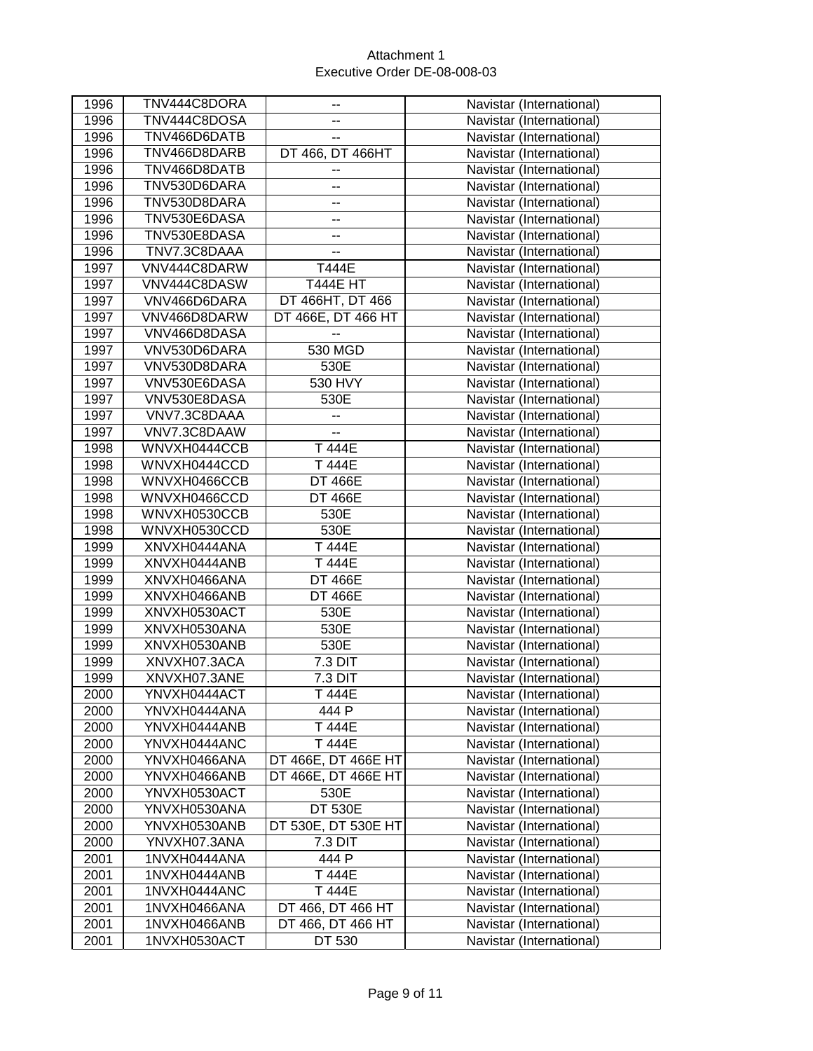Attachment 1
Executive Order DE-08-008-03

| | | | |
|---|---|---|---|
| 1996 | TNV444C8DORA | -- | Navistar (International) |
| 1996 | TNV444C8DOSA | -- | Navistar (International) |
| 1996 | TNV466D6DATB | -- | Navistar (International) |
| 1996 | TNV466D8DARB | DT 466, DT 466HT | Navistar (International) |
| 1996 | TNV466D8DATB | -- | Navistar (International) |
| 1996 | TNV530D6DARA | -- | Navistar (International) |
| 1996 | TNV530D8DARA | -- | Navistar (International) |
| 1996 | TNV530E6DASA | -- | Navistar (International) |
| 1996 | TNV530E8DASA | -- | Navistar (International) |
| 1996 | TNV7.3C8DAAA | -- | Navistar (International) |
| 1997 | VNV444C8DARW | T444E | Navistar (International) |
| 1997 | VNV444C8DASW | T444E HT | Navistar (International) |
| 1997 | VNV466D6DARA | DT 466HT, DT 466 | Navistar (International) |
| 1997 | VNV466D8DARW | DT 466E, DT 466 HT | Navistar (International) |
| 1997 | VNV466D8DASA | -- | Navistar (International) |
| 1997 | VNV530D6DARA | 530 MGD | Navistar (International) |
| 1997 | VNV530D8DARA | 530E | Navistar (International) |
| 1997 | VNV530E6DASA | 530 HVY | Navistar (International) |
| 1997 | VNV530E8DASA | 530E | Navistar (International) |
| 1997 | VNV7.3C8DAAA | -- | Navistar (International) |
| 1997 | VNV7.3C8DAAW | -- | Navistar (International) |
| 1998 | WNVXH0444CCB | T 444E | Navistar (International) |
| 1998 | WNVXH0444CCD | T 444E | Navistar (International) |
| 1998 | WNVXH0466CCB | DT 466E | Navistar (International) |
| 1998 | WNVXH0466CCD | DT 466E | Navistar (International) |
| 1998 | WNVXH0530CCB | 530E | Navistar (International) |
| 1998 | WNVXH0530CCD | 530E | Navistar (International) |
| 1999 | XNVXH0444ANA | T 444E | Navistar (International) |
| 1999 | XNVXH0444ANB | T 444E | Navistar (International) |
| 1999 | XNVXH0466ANA | DT 466E | Navistar (International) |
| 1999 | XNVXH0466ANB | DT 466E | Navistar (International) |
| 1999 | XNVXH0530ACT | 530E | Navistar (International) |
| 1999 | XNVXH0530ANA | 530E | Navistar (International) |
| 1999 | XNVXH0530ANB | 530E | Navistar (International) |
| 1999 | XNVXH07.3ACA | 7.3 DIT | Navistar (International) |
| 1999 | XNVXH07.3ANE | 7.3 DIT | Navistar (International) |
| 2000 | YNVXH0444ACT | T 444E | Navistar (International) |
| 2000 | YNVXH0444ANA | 444 P | Navistar (International) |
| 2000 | YNVXH0444ANB | T 444E | Navistar (International) |
| 2000 | YNVXH0444ANC | T 444E | Navistar (International) |
| 2000 | YNVXH0466ANA | DT 466E, DT 466E HT | Navistar (International) |
| 2000 | YNVXH0466ANB | DT 466E, DT 466E HT | Navistar (International) |
| 2000 | YNVXH0530ACT | 530E | Navistar (International) |
| 2000 | YNVXH0530ANA | DT 530E | Navistar (International) |
| 2000 | YNVXH0530ANB | DT 530E, DT 530E HT | Navistar (International) |
| 2000 | YNVXH07.3ANA | 7.3 DIT | Navistar (International) |
| 2001 | 1NVXH0444ANA | 444 P | Navistar (International) |
| 2001 | 1NVXH0444ANB | T 444E | Navistar (International) |
| 2001 | 1NVXH0444ANC | T 444E | Navistar (International) |
| 2001 | 1NVXH0466ANA | DT 466, DT 466 HT | Navistar (International) |
| 2001 | 1NVXH0466ANB | DT 466, DT 466 HT | Navistar (International) |
| 2001 | 1NVXH0530ACT | DT 530 | Navistar (International) |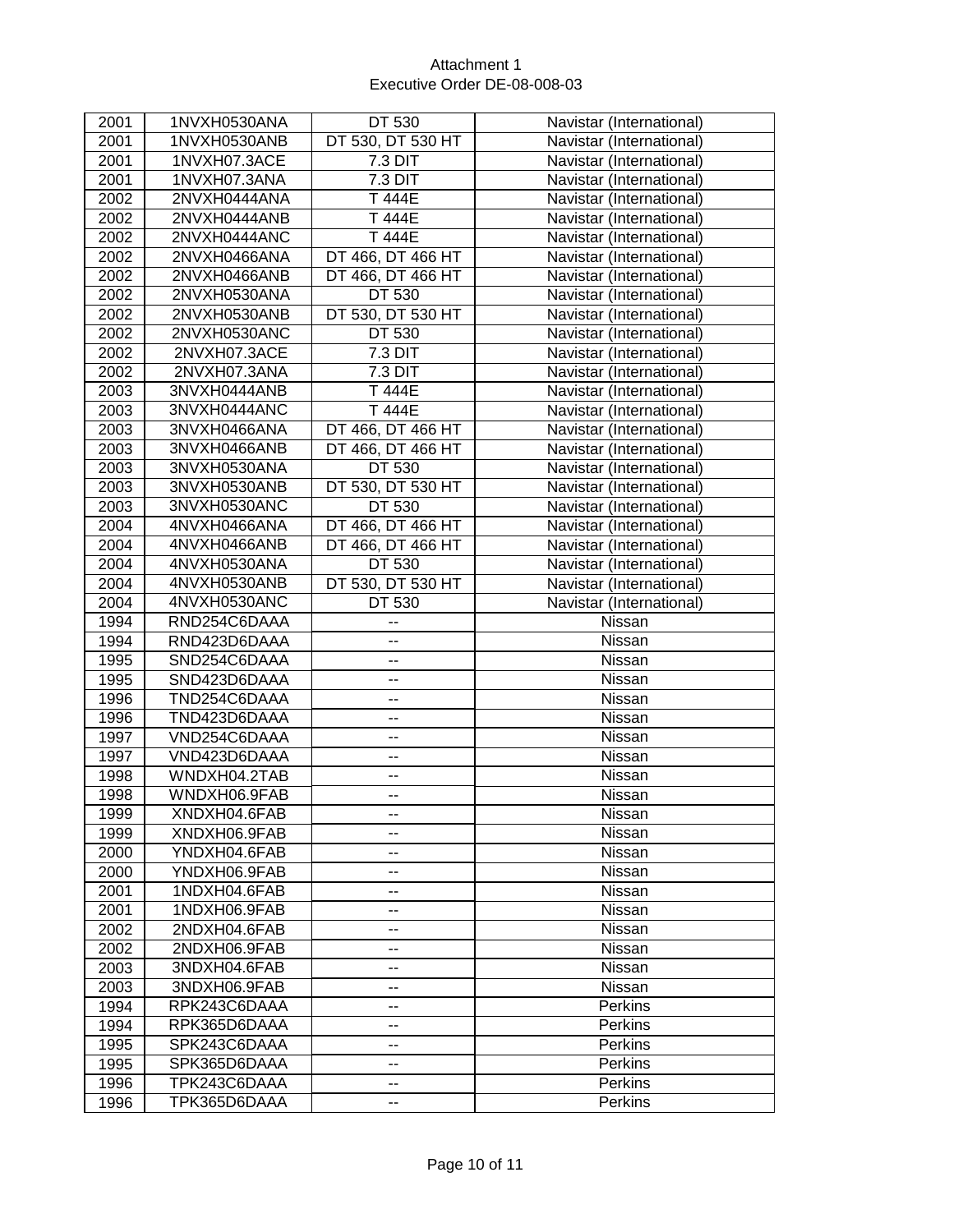Attachment 1
Executive Order DE-08-008-03

| | | | |
|---|---|---|---|
| 2001 | 1NVXH0530ANA | DT 530 | Navistar (International) |
| 2001 | 1NVXH0530ANB | DT 530, DT 530 HT | Navistar (International) |
| 2001 | 1NVXH07.3ACE | 7.3 DIT | Navistar (International) |
| 2001 | 1NVXH07.3ANA | 7.3 DIT | Navistar (International) |
| 2002 | 2NVXH0444ANA | T 444E | Navistar (International) |
| 2002 | 2NVXH0444ANB | T 444E | Navistar (International) |
| 2002 | 2NVXH0444ANC | T 444E | Navistar (International) |
| 2002 | 2NVXH0466ANA | DT 466, DT 466 HT | Navistar (International) |
| 2002 | 2NVXH0466ANB | DT 466, DT 466 HT | Navistar (International) |
| 2002 | 2NVXH0530ANA | DT 530 | Navistar (International) |
| 2002 | 2NVXH0530ANB | DT 530, DT 530 HT | Navistar (International) |
| 2002 | 2NVXH0530ANC | DT 530 | Navistar (International) |
| 2002 | 2NVXH07.3ACE | 7.3 DIT | Navistar (International) |
| 2002 | 2NVXH07.3ANA | 7.3 DIT | Navistar (International) |
| 2003 | 3NVXH0444ANB | T 444E | Navistar (International) |
| 2003 | 3NVXH0444ANC | T 444E | Navistar (International) |
| 2003 | 3NVXH0466ANA | DT 466, DT 466 HT | Navistar (International) |
| 2003 | 3NVXH0466ANB | DT 466, DT 466 HT | Navistar (International) |
| 2003 | 3NVXH0530ANA | DT 530 | Navistar (International) |
| 2003 | 3NVXH0530ANB | DT 530, DT 530 HT | Navistar (International) |
| 2003 | 3NVXH0530ANC | DT 530 | Navistar (International) |
| 2004 | 4NVXH0466ANA | DT 466, DT 466 HT | Navistar (International) |
| 2004 | 4NVXH0466ANB | DT 466, DT 466 HT | Navistar (International) |
| 2004 | 4NVXH0530ANA | DT 530 | Navistar (International) |
| 2004 | 4NVXH0530ANB | DT 530, DT 530 HT | Navistar (International) |
| 2004 | 4NVXH0530ANC | DT 530 | Navistar (International) |
| 1994 | RND254C6DAAA | -- | Nissan |
| 1994 | RND423D6DAAA | -- | Nissan |
| 1995 | SND254C6DAAA | -- | Nissan |
| 1995 | SND423D6DAAA | -- | Nissan |
| 1996 | TND254C6DAAA | -- | Nissan |
| 1996 | TND423D6DAAA | -- | Nissan |
| 1997 | VND254C6DAAA | -- | Nissan |
| 1997 | VND423D6DAAA | -- | Nissan |
| 1998 | WNDXH04.2TAB | -- | Nissan |
| 1998 | WNDXH06.9FAB | -- | Nissan |
| 1999 | XNDXH04.6FAB | -- | Nissan |
| 1999 | XNDXH06.9FAB | -- | Nissan |
| 2000 | YNDXH04.6FAB | -- | Nissan |
| 2000 | YNDXH06.9FAB | -- | Nissan |
| 2001 | 1NDXH04.6FAB | -- | Nissan |
| 2001 | 1NDXH06.9FAB | -- | Nissan |
| 2002 | 2NDXH04.6FAB | -- | Nissan |
| 2002 | 2NDXH06.9FAB | -- | Nissan |
| 2003 | 3NDXH04.6FAB | -- | Nissan |
| 2003 | 3NDXH06.9FAB | -- | Nissan |
| 1994 | RPK243C6DAAA | -- | Perkins |
| 1994 | RPK365D6DAAA | -- | Perkins |
| 1995 | SPK243C6DAAA | -- | Perkins |
| 1995 | SPK365D6DAAA | -- | Perkins |
| 1996 | TPK243C6DAAA | -- | Perkins |
| 1996 | TPK365D6DAAA | -- | Perkins |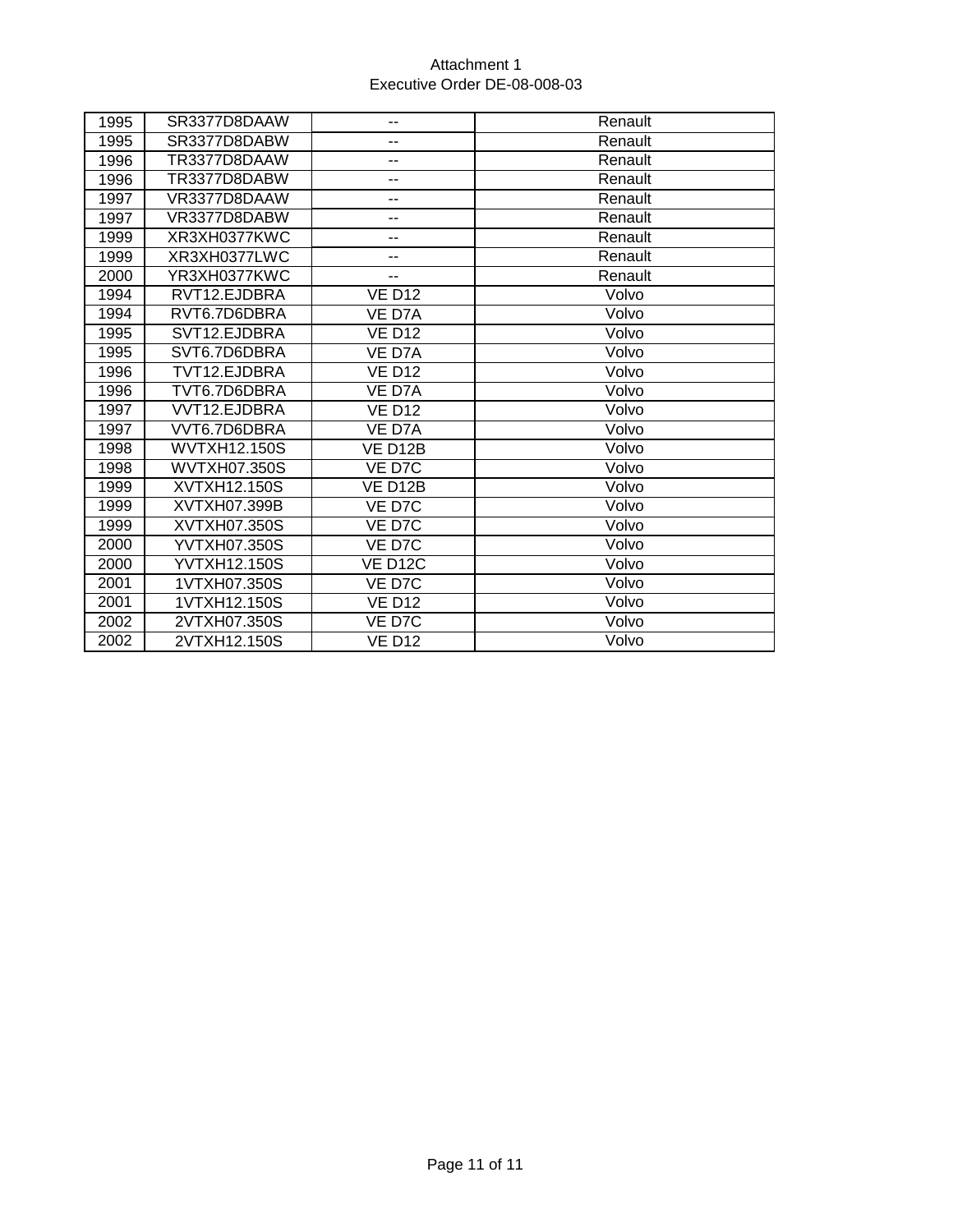Attachment 1
Executive Order DE-08-008-03

| | | | |
|---|---|---|---|
| 1995 | SR3377D8DAAW | -- | Renault |
| 1995 | SR3377D8DABW | -- | Renault |
| 1996 | TR3377D8DAAW | -- | Renault |
| 1996 | TR3377D8DABW | -- | Renault |
| 1997 | VR3377D8DAAW | -- | Renault |
| 1997 | VR3377D8DABW | -- | Renault |
| 1999 | XR3XH0377KWC | -- | Renault |
| 1999 | XR3XH0377LWC | -- | Renault |
| 2000 | YR3XH0377KWC | -- | Renault |
| 1994 | RVT12.EJDBRA | VE D12 | Volvo |
| 1994 | RVT6.7D6DBRA | VE D7A | Volvo |
| 1995 | SVT12.EJDBRA | VE D12 | Volvo |
| 1995 | SVT6.7D6DBRA | VE D7A | Volvo |
| 1996 | TVT12.EJDBRA | VE D12 | Volvo |
| 1996 | TVT6.7D6DBRA | VE D7A | Volvo |
| 1997 | VVT12.EJDBRA | VE D12 | Volvo |
| 1997 | VVT6.7D6DBRA | VE D7A | Volvo |
| 1998 | WVTXH12.150S | VE D12B | Volvo |
| 1998 | WVTXH07.350S | VE D7C | Volvo |
| 1999 | XVTXH12.150S | VE D12B | Volvo |
| 1999 | XVTXH07.399B | VE D7C | Volvo |
| 1999 | XVTXH07.350S | VE D7C | Volvo |
| 2000 | YVTXH07.350S | VE D7C | Volvo |
| 2000 | YVTXH12.150S | VE D12C | Volvo |
| 2001 | 1VTXH07.350S | VE D7C | Volvo |
| 2001 | 1VTXH12.150S | VE D12 | Volvo |
| 2002 | 2VTXH07.350S | VE D7C | Volvo |
| 2002 | 2VTXH12.150S | VE D12 | Volvo |